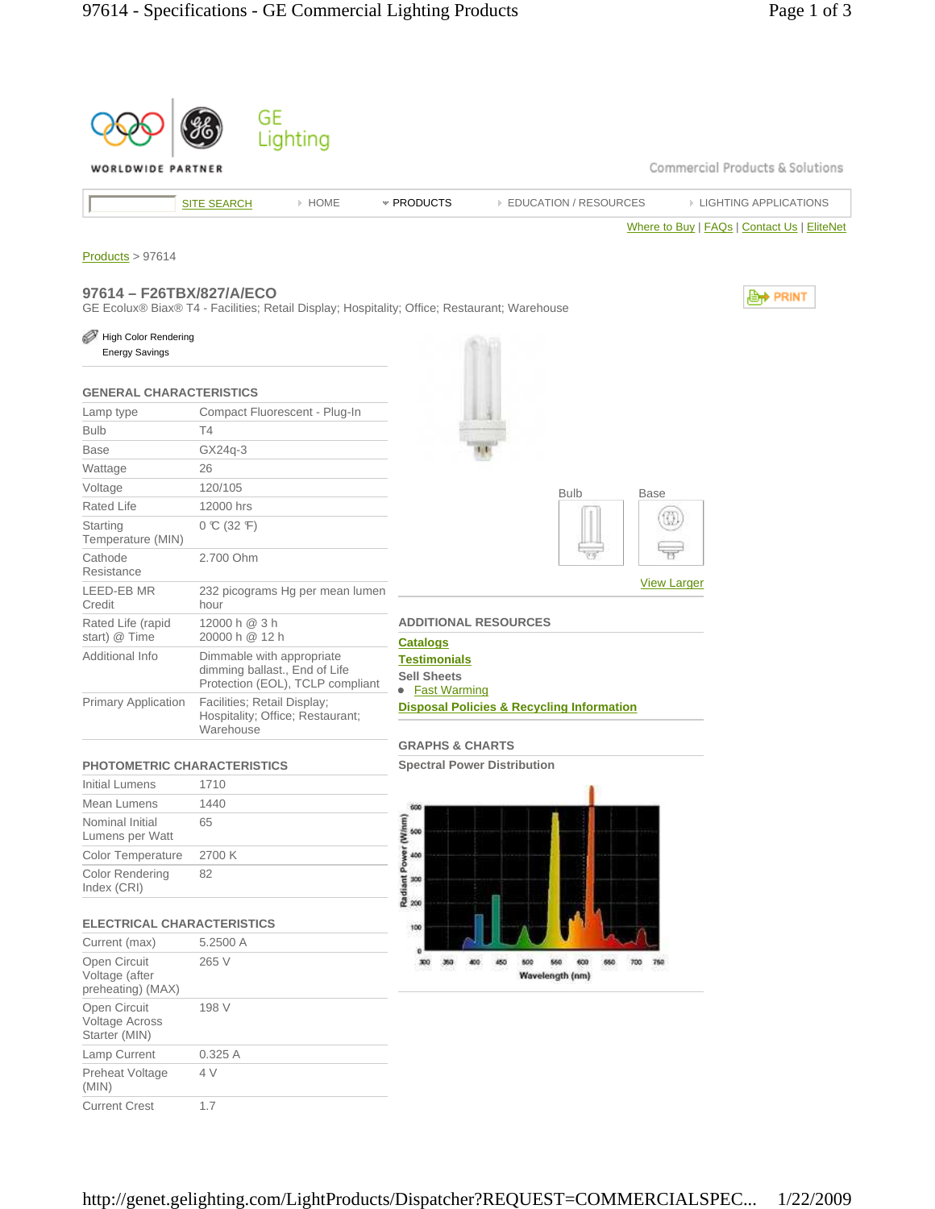GE Lighting

WORLDWIDE PARTNER

Commercial Products & Solutions

SITE SEARCH | HOME | PRODUCTS | EDUCATION / RESOURCES | LIGHTING APPLICATIONS

Where to Buy | FAQs | Contact Us | EliteNet

Products > 97614

## 97614 – F26TBX/827/A/ECO

GE Ecolux® Biax® T4 - Facilities; Retail Display; Hospitality; Office; Restaurant; Warehouse

PRINT

High Color Rendering
Energy Savings

### GENERAL CHARACTERISTICS

| | |
|---|---|
| Lamp type | Compact Fluorescent - Plug-In |
| Bulb | T4 |
| Base | GX24q-3 |
| Wattage | 26 |
| Voltage | 120/105 |
| Rated Life | 12000 hrs |
| Starting Temperature (MIN) | 0 ℃ (32 ℉) |
| Cathode Resistance | 2.700 Ohm |
| LEED-EB MR Credit | 232 picograms Hg per mean lumen hour |
| Rated Life (rapid start) @ Time | 12000 h @ 3 h<br>20000 h @ 12 h |
| Additional Info | Dimmable with appropriate dimming ballast., End of Life Protection (EOL), TCLP compliant |
| Primary Application | Facilities; Retail Display; Hospitality; Office; Restaurant; Warehouse |

### PHOTOMETRIC CHARACTERISTICS

| | |
|---|---|
| Initial Lumens | 1710 |
| Mean Lumens | 1440 |
| Nominal Initial Lumens per Watt | 65 |
| Color Temperature | 2700 K |
| Color Rendering Index (CRI) | 82 |

### ELECTRICAL CHARACTERISTICS

| | |
|---|---|
| Current (max) | 5.2500 A |
| Open Circuit Voltage (after preheating) (MAX) | 265 V |
| Open Circuit Voltage Across Starter (MIN) | 198 V |
| Lamp Current | 0.325 A |
| Preheat Voltage (MIN) | 4 V |
| Current Crest | 1.7 |

Bulb | Base

View Larger

### ADDITIONAL RESOURCES

Catalogs

Testimonials

Sell Sheets

- Fast Warming

Disposal Policies & Recycling Information

### GRAPHS & CHARTS

Spectral Power Distribution

Radiant Power (W/nm) vs. Wavelength (nm)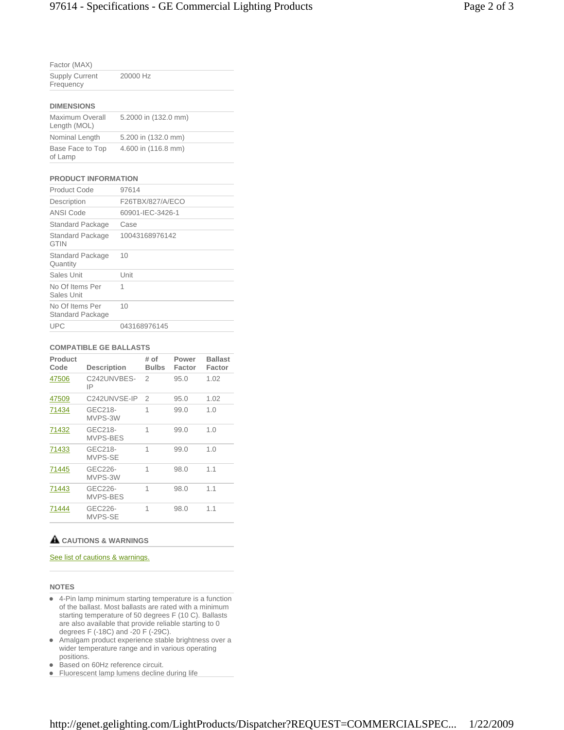| | |
|---|---|
| Factor (MAX) | |
| Supply Current Frequency | 20000 Hz |

### DIMENSIONS

| | |
|---|---|
| Maximum Overall Length (MOL) | 5.2000 in (132.0 mm) |
| Nominal Length | 5.200 in (132.0 mm) |
| Base Face to Top of Lamp | 4.600 in (116.8 mm) |

### PRODUCT INFORMATION

| | |
|---|---|
| Product Code | 97614 |
| Description | F26TBX/827/A/ECO |
| ANSI Code | 60901-IEC-3426-1 |
| Standard Package | Case |
| Standard Package GTIN | 10043168976142 |
| Standard Package Quantity | 10 |
| Sales Unit | Unit |
| No Of Items Per Sales Unit | 1 |
| No Of Items Per Standard Package | 10 |
| UPC | 043168976145 |

### COMPATIBLE GE BALLASTS

| Product Code | Description | # of Bulbs | Power Factor | Ballast Factor |
|---|---|---|---|---|
| 47506 | C242UNVBES-IP | 2 | 95.0 | 1.02 |
| 47509 | C242UNVSE-IP | 2 | 95.0 | 1.02 |
| 71434 | GEC218-MVPS-3W | 1 | 99.0 | 1.0 |
| 71432 | GEC218-MVPS-BES | 1 | 99.0 | 1.0 |
| 71433 | GEC218-MVPS-SE | 1 | 99.0 | 1.0 |
| 71445 | GEC226-MVPS-3W | 1 | 98.0 | 1.1 |
| 71443 | GEC226-MVPS-BES | 1 | 98.0 | 1.1 |
| 71444 | GEC226-MVPS-SE | 1 | 98.0 | 1.1 |

### CAUTIONS & WARNINGS

See list of cautions & warnings.

### NOTES

- 4-Pin lamp minimum starting temperature is a function of the ballast. Most ballasts are rated with a minimum starting temperature of 50 degrees F (10 C). Ballasts are also available that provide reliable starting to 0 degrees F (-18C) and -20 F (-29C).
- Amalgam product experience stable brightness over a wider temperature range and in various operating positions.
- Based on 60Hz reference circuit.
- Fluorescent lamp lumens decline during life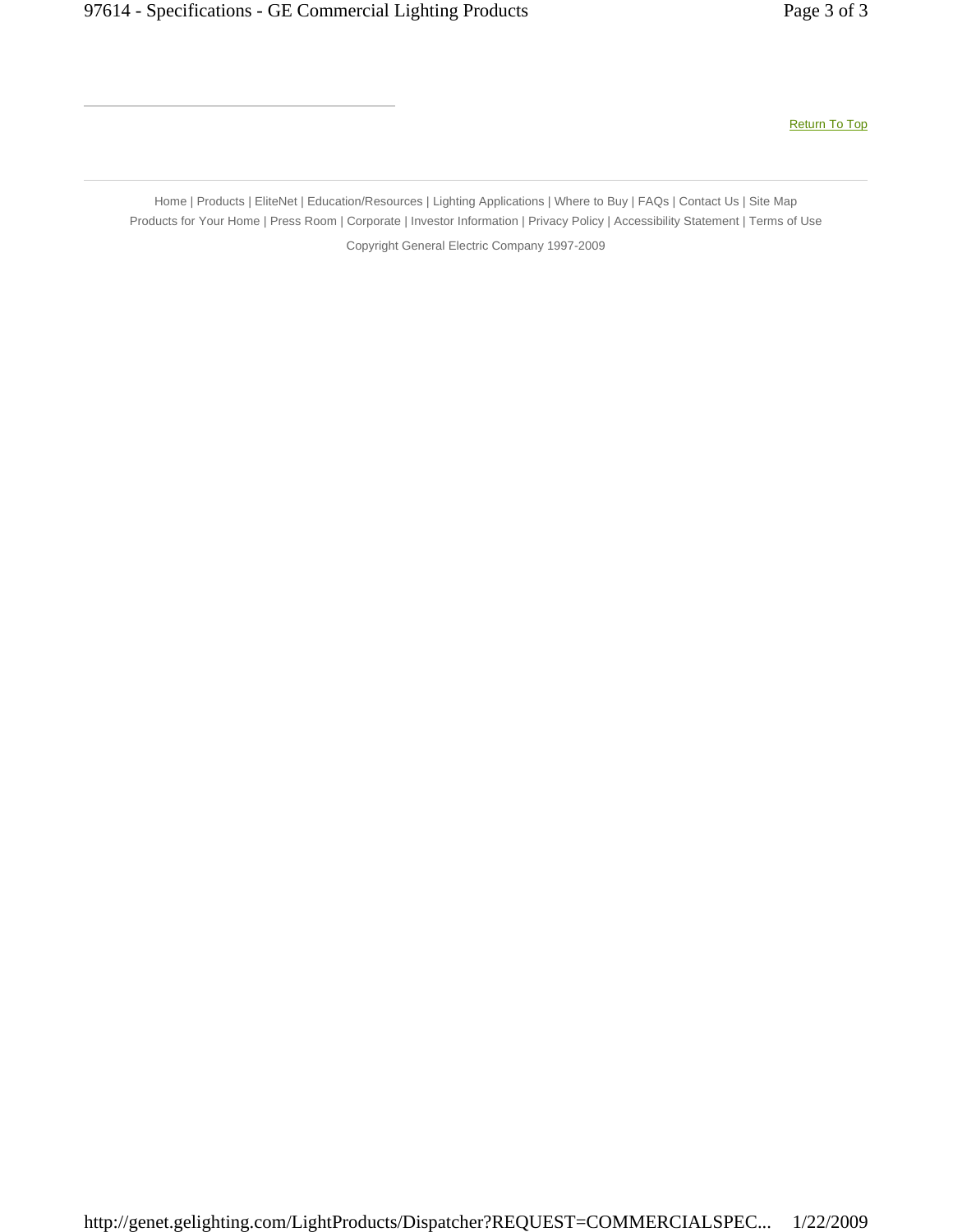Return To Top

---

Home | Products | EliteNet | Education/Resources | Lighting Applications | Where to Buy | FAQs | Contact Us | Site Map
Products for Your Home | Press Room | Corporate | Investor Information | Privacy Policy | Accessibility Statement | Terms of Use

Copyright General Electric Company 1997-2009